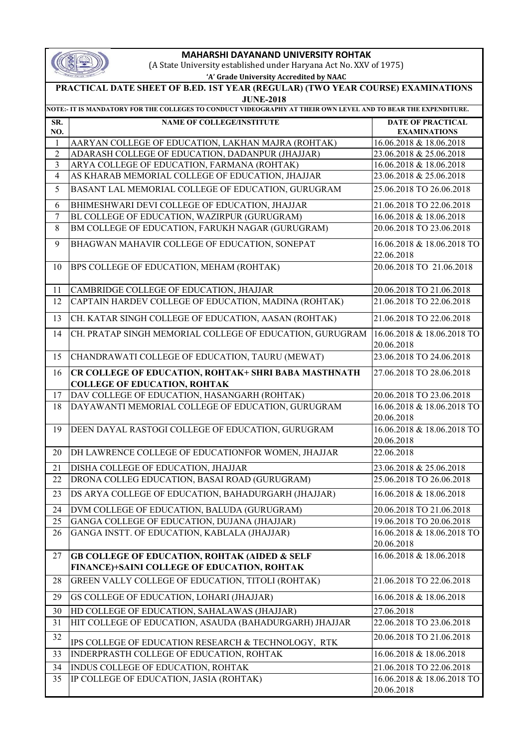# MAHARSHI DAYANAND UNIVERSITY ROHTAK

(A State University established under Haryana Act No. XXV of 1975)

**'A' Grade University Accredited by NAAC**

## PRACTICAL DATE SHEET OF B.ED. 1ST YEAR (REGULAR) (TWO YEAR COURSE) EXAMINATIONS JUNE-2018

**NOTE:- IT IS MANDATORY FOR THE COLLEGES TO CONDUCT VIDEOGRAPHY AT THEIR OWN LEVEL AND TO BEAR THE EXPENDITURE.**

| SR. NO. | NAME OF COLLEGE/INSTITUTE | DATE OF PRACTICAL EXAMINATIONS |
|---|---|---|
| 1 | AARYAN COLLEGE OF EDUCATION, LAKHAN MAJRA (ROHTAK) | 16.06.2018 & 18.06.2018 |
| 2 | ADARASH COLLEGE OF EDUCATION, DADANPUR (JHAJJAR) | 23.06.2018 & 25.06.2018 |
| 3 | ARYA COLLEGE OF EDUCATION, FARMANA (ROHTAK) | 16.06.2018 & 18.06.2018 |
| 4 | AS KHARAB MEMORIAL COLLEGE OF EDUCATION, JHAJJAR | 23.06.2018 & 25.06.2018 |
| 5 | BASANT LAL MEMORIAL COLLEGE OF EDUCATION, GURUGRAM | 25.06.2018 TO 26.06.2018 |
| 6 | BHIMESHWARI DEVI COLLEGE OF EDUCATION, JHAJJAR | 21.06.2018 TO 22.06.2018 |
| 7 | BL COLLEGE OF EDUCATION, WAZIRPUR (GURUGRAM) | 16.06.2018 & 18.06.2018 |
| 8 | BM COLLEGE OF EDUCATION, FARUKH NAGAR (GURUGRAM) | 20.06.2018 TO 23.06.2018 |
| 9 | BHAGWAN MAHAVIR COLLEGE OF EDUCATION, SONEPAT | 16.06.2018 & 18.06.2018 TO 22.06.2018 |
| 10 | BPS COLLEGE OF EDUCATION, MEHAM (ROHTAK) | 20.06.2018 TO 21.06.2018 |
| 11 | CAMBRIDGE COLLEGE OF EDUCATION, JHAJJAR | 20.06.2018 TO 21.06.2018 |
| 12 | CAPTAIN HARDEV COLLEGE OF EDUCATION, MADINA (ROHTAK) | 21.06.2018 TO 22.06.2018 |
| 13 | CH. KATAR SINGH COLLEGE OF EDUCATION, AASAN (ROHTAK) | 21.06.2018 TO 22.06.2018 |
| 14 | CH. PRATAP SINGH MEMORIAL COLLEGE OF EDUCATION, GURUGRAM | 16.06.2018 & 18.06.2018 TO 20.06.2018 |
| 15 | CHANDRAWATI COLLEGE OF EDUCATION, TAURU (MEWAT) | 23.06.2018 TO 24.06.2018 |
| 16 | **CR COLLEGE OF EDUCATION, ROHTAK+ SHRI BABA MASTHNATH COLLEGE OF EDUCATION, ROHTAK** | 27.06.2018 TO 28.06.2018 |
| 17 | DAV COLLEGE OF EDUCATION, HASANGARH (ROHTAK) | 20.06.2018 TO 23.06.2018 |
| 18 | DAYAWANTI MEMORIAL COLLEGE OF EDUCATION, GURUGRAM | 16.06.2018 & 18.06.2018 TO 20.06.2018 |
| 19 | DEEN DAYAL RASTOGI COLLEGE OF EDUCATION, GURUGRAM | 16.06.2018 & 18.06.2018 TO 20.06.2018 |
| 20 | DH LAWRENCE COLLEGE OF EDUCATIONFOR WOMEN, JHAJJAR | 22.06.2018 |
| 21 | DISHA COLLEGE OF EDUCATION, JHAJJAR | 23.06.2018 & 25.06.2018 |
| 22 | DRONA COLLEG EDUCATION, BASAI ROAD (GURUGRAM) | 25.06.2018 TO 26.06.2018 |
| 23 | DS ARYA COLLEGE OF EDUCATION, BAHADURGARH (JHAJJAR) | 16.06.2018 & 18.06.2018 |
| 24 | DVM COLLEGE OF EDUCATION, BALUDA (GURUGRAM) | 20.06.2018 TO 21.06.2018 |
| 25 | GANGA COLLEGE OF EDUCATION, DUJANA (JHAJJAR) | 19.06.2018 TO 20.06.2018 |
| 26 | GANGA INSTT. OF EDUCATION, KABLALA (JHAJJAR) | 16.06.2018 & 18.06.2018 TO 20.06.2018 |
| 27 | **GB COLLEGE OF EDUCATION, ROHTAK (AIDED & SELF FINANCE)+SAINI COLLEGE OF EDUCATION, ROHTAK** | 16.06.2018 & 18.06.2018 |
| 28 | GREEN VALLY COLLEGE OF EDUCATION, TITOLI (ROHTAK) | 21.06.2018 TO 22.06.2018 |
| 29 | GS COLLEGE OF EDUCATION, LOHARI (JHAJJAR) | 16.06.2018 & 18.06.2018 |
| 30 | HD COLLEGE OF EDUCATION, SAHALAWAS (JHAJJAR) | 27.06.2018 |
| 31 | HIT COLLEGE OF EDUCATION, ASAUDA (BAHADURGARH) JHAJJAR | 22.06.2018 TO 23.06.2018 |
| 32 | IPS COLLEGE OF EDUCATION RESEARCH & TECHNOLOGY, RTK | 20.06.2018 TO 21.06.2018 |
| 33 | INDERPRASTH COLLEGE OF EDUCATION, ROHTAK | 16.06.2018 & 18.06.2018 |
| 34 | INDUS COLLEGE OF EDUCATION, ROHTAK | 21.06.2018 TO 22.06.2018 |
| 35 | IP COLLEGE OF EDUCATION, JASIA (ROHTAK) | 16.06.2018 & 18.06.2018 TO 20.06.2018 |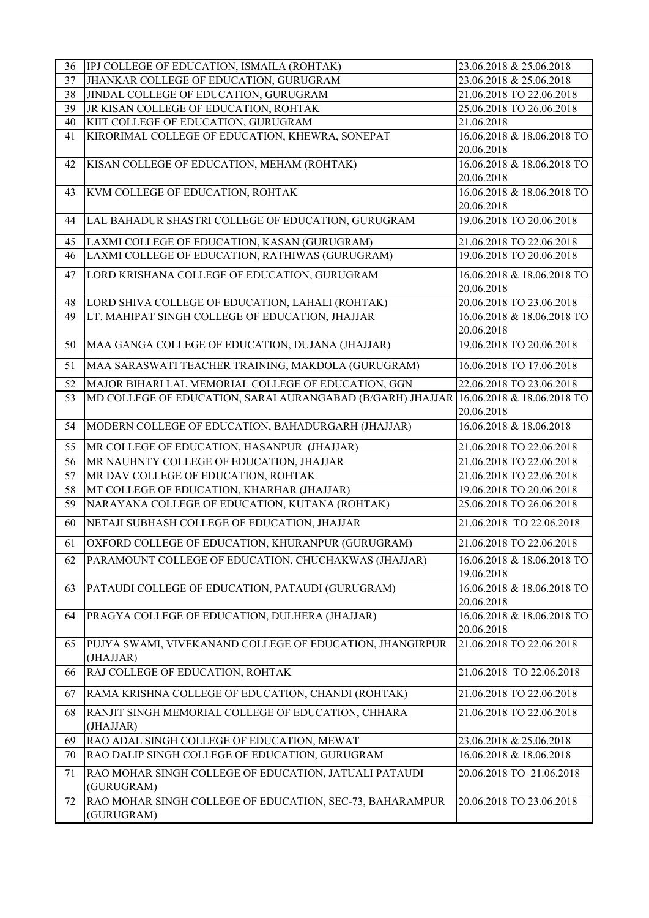| 36 | IPJ COLLEGE OF EDUCATION, ISMAILA (ROHTAK) | 23.06.2018 & 25.06.2018 |
|---|---|---|
| 37 | JHANKAR COLLEGE OF EDUCATION, GURUGRAM | 23.06.2018 & 25.06.2018 |
| 38 | JINDAL COLLEGE OF EDUCATION, GURUGRAM | 21.06.2018 TO 22.06.2018 |
| 39 | JR KISAN COLLEGE OF EDUCATION, ROHTAK | 25.06.2018 TO 26.06.2018 |
| 40 | KIIT COLLEGE OF EDUCATION, GURUGRAM | 21.06.2018 |
| 41 | KIRORIMAL COLLEGE OF EDUCATION, KHEWRA, SONEPAT | 16.06.2018 & 18.06.2018 TO 20.06.2018 |
| 42 | KISAN COLLEGE OF EDUCATION, MEHAM (ROHTAK) | 16.06.2018 & 18.06.2018 TO 20.06.2018 |
| 43 | KVM COLLEGE OF EDUCATION, ROHTAK | 16.06.2018 & 18.06.2018 TO 20.06.2018 |
| 44 | LAL BAHADUR SHASTRI COLLEGE OF EDUCATION, GURUGRAM | 19.06.2018 TO 20.06.2018 |
| 45 | LAXMI COLLEGE OF EDUCATION, KASAN (GURUGRAM) | 21.06.2018 TO 22.06.2018 |
| 46 | LAXMI COLLEGE OF EDUCATION, RATHIWAS (GURUGRAM) | 19.06.2018 TO 20.06.2018 |
| 47 | LORD KRISHANA COLLEGE OF EDUCATION, GURUGRAM | 16.06.2018 & 18.06.2018 TO 20.06.2018 |
| 48 | LORD SHIVA COLLEGE OF EDUCATION, LAHALI (ROHTAK) | 20.06.2018 TO 23.06.2018 |
| 49 | LT. MAHIPAT SINGH COLLEGE OF EDUCATION, JHAJJAR | 16.06.2018 & 18.06.2018 TO 20.06.2018 |
| 50 | MAA GANGA COLLEGE OF EDUCATION, DUJANA (JHAJJAR) | 19.06.2018 TO 20.06.2018 |
| 51 | MAA SARASWATI TEACHER TRAINING, MAKDOLA (GURUGRAM) | 16.06.2018 TO 17.06.2018 |
| 52 | MAJOR BIHARI LAL MEMORIAL COLLEGE OF EDUCATION, GGN | 22.06.2018 TO 23.06.2018 |
| 53 | MD COLLEGE OF EDUCATION, SARAI AURANGABAD (B/GARH) JHAJJAR | 16.06.2018 & 18.06.2018 TO 20.06.2018 |
| 54 | MODERN COLLEGE OF EDUCATION, BAHADURGARH (JHAJJAR) | 16.06.2018 & 18.06.2018 |
| 55 | MR COLLEGE OF EDUCATION, HASANPUR (JHAJJAR) | 21.06.2018 TO 22.06.2018 |
| 56 | MR NAUHNTY COLLEGE OF EDUCATION, JHAJJAR | 21.06.2018 TO 22.06.2018 |
| 57 | MR DAV COLLEGE OF EDUCATION, ROHTAK | 21.06.2018 TO 22.06.2018 |
| 58 | MT COLLEGE OF EDUCATION, KHARHAR (JHAJJAR) | 19.06.2018 TO 20.06.2018 |
| 59 | NARAYANA COLLEGE OF EDUCATION, KUTANA (ROHTAK) | 25.06.2018 TO 26.06.2018 |
| 60 | NETAJI SUBHASH COLLEGE OF EDUCATION, JHAJJAR | 21.06.2018 TO 22.06.2018 |
| 61 | OXFORD COLLEGE OF EDUCATION, KHURANPUR (GURUGRAM) | 21.06.2018 TO 22.06.2018 |
| 62 | PARAMOUNT COLLEGE OF EDUCATION, CHUCHAKWAS (JHAJJAR) | 16.06.2018 & 18.06.2018 TO 19.06.2018 |
| 63 | PATAUDI COLLEGE OF EDUCATION, PATAUDI (GURUGRAM) | 16.06.2018 & 18.06.2018 TO 20.06.2018 |
| 64 | PRAGYA COLLEGE OF EDUCATION, DULHERA (JHAJJAR) | 16.06.2018 & 18.06.2018 TO 20.06.2018 |
| 65 | PUJYA SWAMI, VIVEKANAND COLLEGE OF EDUCATION, JHANGIRPUR (JHAJJAR) | 21.06.2018 TO 22.06.2018 |
| 66 | RAJ COLLEGE OF EDUCATION, ROHTAK | 21.06.2018 TO 22.06.2018 |
| 67 | RAMA KRISHNA COLLEGE OF EDUCATION, CHANDI (ROHTAK) | 21.06.2018 TO 22.06.2018 |
| 68 | RANJIT SINGH MEMORIAL COLLEGE OF EDUCATION, CHHARA (JHAJJAR) | 21.06.2018 TO 22.06.2018 |
| 69 | RAO ADAL SINGH COLLEGE OF EDUCATION, MEWAT | 23.06.2018 & 25.06.2018 |
| 70 | RAO DALIP SINGH COLLEGE OF EDUCATION, GURUGRAM | 16.06.2018 & 18.06.2018 |
| 71 | RAO MOHAR SINGH COLLEGE OF EDUCATION, JATUALI PATAUDI (GURUGRAM) | 20.06.2018 TO 21.06.2018 |
| 72 | RAO MOHAR SINGH COLLEGE OF EDUCATION, SEC-73, BAHARAMPUR (GURUGRAM) | 20.06.2018 TO 23.06.2018 |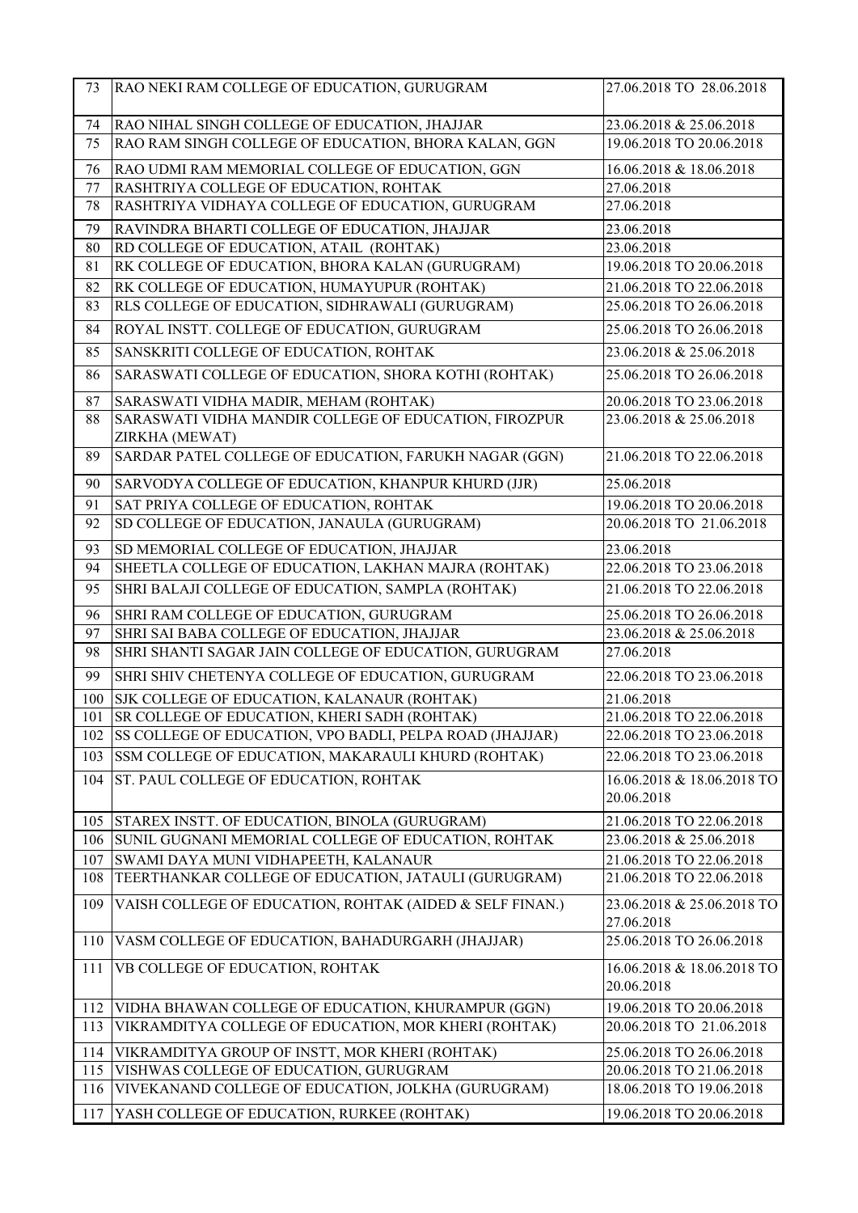| | | |
|---|---|---|
| 73 | RAO NEKI RAM COLLEGE OF EDUCATION, GURUGRAM | 27.06.2018 TO 28.06.2018 |
| 74 | RAO NIHAL SINGH COLLEGE OF EDUCATION, JHAJJAR | 23.06.2018 & 25.06.2018 |
| 75 | RAO RAM SINGH COLLEGE OF EDUCATION, BHORA KALAN, GGN | 19.06.2018 TO 20.06.2018 |
| 76 | RAO UDMI RAM MEMORIAL COLLEGE OF EDUCATION, GGN | 16.06.2018 & 18.06.2018 |
| 77 | RASHTRIYA COLLEGE OF EDUCATION, ROHTAK | 27.06.2018 |
| 78 | RASHTRIYA VIDHAYA COLLEGE OF EDUCATION, GURUGRAM | 27.06.2018 |
| 79 | RAVINDRA BHARTI COLLEGE OF EDUCATION, JHAJJAR | 23.06.2018 |
| 80 | RD COLLEGE OF EDUCATION, ATAIL (ROHTAK) | 23.06.2018 |
| 81 | RK COLLEGE OF EDUCATION, BHORA KALAN (GURUGRAM) | 19.06.2018 TO 20.06.2018 |
| 82 | RK COLLEGE OF EDUCATION, HUMAYUPUR (ROHTAK) | 21.06.2018 TO 22.06.2018 |
| 83 | RLS COLLEGE OF EDUCATION, SIDHRAWALI (GURUGRAM) | 25.06.2018 TO 26.06.2018 |
| 84 | ROYAL INSTT. COLLEGE OF EDUCATION, GURUGRAM | 25.06.2018 TO 26.06.2018 |
| 85 | SANSKRITI COLLEGE OF EDUCATION, ROHTAK | 23.06.2018 & 25.06.2018 |
| 86 | SARASWATI COLLEGE OF EDUCATION, SHORA KOTHI (ROHTAK) | 25.06.2018 TO 26.06.2018 |
| 87 | SARASWATI VIDHA MADIR, MEHAM (ROHTAK) | 20.06.2018 TO 23.06.2018 |
| 88 | SARASWATI VIDHA MANDIR COLLEGE OF EDUCATION, FIROZPUR ZIRKHA (MEWAT) | 23.06.2018 & 25.06.2018 |
| 89 | SARDAR PATEL COLLEGE OF EDUCATION, FARUKH NAGAR (GGN) | 21.06.2018 TO 22.06.2018 |
| 90 | SARVODYA COLLEGE OF EDUCATION, KHANPUR KHURD (JJR) | 25.06.2018 |
| 91 | SAT PRIYA COLLEGE OF EDUCATION, ROHTAK | 19.06.2018 TO 20.06.2018 |
| 92 | SD COLLEGE OF EDUCATION, JANAULA (GURUGRAM) | 20.06.2018 TO 21.06.2018 |
| 93 | SD MEMORIAL COLLEGE OF EDUCATION, JHAJJAR | 23.06.2018 |
| 94 | SHEETLA COLLEGE OF EDUCATION, LAKHAN MAJRA (ROHTAK) | 22.06.2018 TO 23.06.2018 |
| 95 | SHRI BALAJI COLLEGE OF EDUCATION, SAMPLA (ROHTAK) | 21.06.2018 TO 22.06.2018 |
| 96 | SHRI RAM COLLEGE OF EDUCATION, GURUGRAM | 25.06.2018 TO 26.06.2018 |
| 97 | SHRI SAI BABA COLLEGE OF EDUCATION, JHAJJAR | 23.06.2018 & 25.06.2018 |
| 98 | SHRI SHANTI SAGAR JAIN COLLEGE OF EDUCATION, GURUGRAM | 27.06.2018 |
| 99 | SHRI SHIV CHETENYA COLLEGE OF EDUCATION, GURUGRAM | 22.06.2018 TO 23.06.2018 |
| 100 | SJK COLLEGE OF EDUCATION, KALANAUR (ROHTAK) | 21.06.2018 |
| 101 | SR COLLEGE OF EDUCATION, KHERI SADH (ROHTAK) | 21.06.2018 TO 22.06.2018 |
| 102 | SS COLLEGE OF EDUCATION, VPO BADLI, PELPA ROAD (JHAJJAR) | 22.06.2018 TO 23.06.2018 |
| 103 | SSM COLLEGE OF EDUCATION, MAKARAULI KHURD (ROHTAK) | 22.06.2018 TO 23.06.2018 |
| 104 | ST. PAUL COLLEGE OF EDUCATION, ROHTAK | 16.06.2018 & 18.06.2018 TO 20.06.2018 |
| 105 | STAREX INSTT. OF EDUCATION, BINOLA (GURUGRAM) | 21.06.2018 TO 22.06.2018 |
| 106 | SUNIL GUGNANI MEMORIAL COLLEGE OF EDUCATION, ROHTAK | 23.06.2018 & 25.06.2018 |
| 107 | SWAMI DAYA MUNI VIDHAPEETH, KALANAUR | 21.06.2018 TO 22.06.2018 |
| 108 | TEERTHANKAR COLLEGE OF EDUCATION, JATAULI (GURUGRAM) | 21.06.2018 TO 22.06.2018 |
| 109 | VAISH COLLEGE OF EDUCATION, ROHTAK (AIDED & SELF FINAN.) | 23.06.2018 & 25.06.2018 TO 27.06.2018 |
| 110 | VASM COLLEGE OF EDUCATION, BAHADURGARH (JHAJJAR) | 25.06.2018 TO 26.06.2018 |
| 111 | VB COLLEGE OF EDUCATION, ROHTAK | 16.06.2018 & 18.06.2018 TO 20.06.2018 |
| 112 | VIDHA BHAWAN COLLEGE OF EDUCATION, KHURAMPUR (GGN) | 19.06.2018 TO 20.06.2018 |
| 113 | VIKRAMDITYA COLLEGE OF EDUCATION, MOR KHERI (ROHTAK) | 20.06.2018 TO 21.06.2018 |
| 114 | VIKRAMDITYA GROUP OF INSTT, MOR KHERI (ROHTAK) | 25.06.2018 TO 26.06.2018 |
| 115 | VISHWAS COLLEGE OF EDUCATION, GURUGRAM | 20.06.2018 TO 21.06.2018 |
| 116 | VIVEKANAND COLLEGE OF EDUCATION, JOLKHA (GURUGRAM) | 18.06.2018 TO 19.06.2018 |
| 117 | YASH COLLEGE OF EDUCATION, RURKEE (ROHTAK) | 19.06.2018 TO 20.06.2018 |